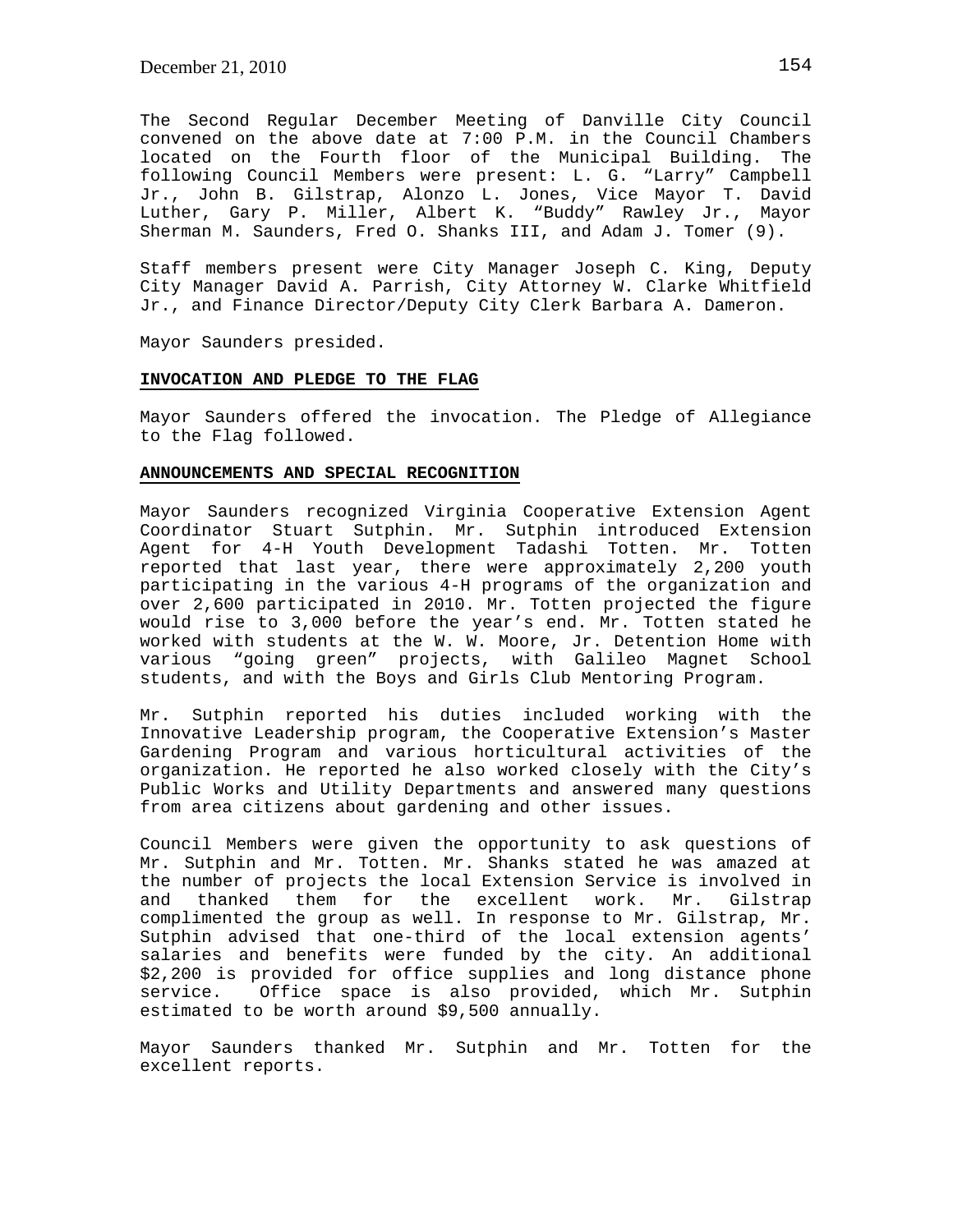The Second Regular December Meeting of Danville City Council convened on the above date at 7:00 P.M. in the Council Chambers located on the Fourth floor of the Municipal Building. The following Council Members were present: L. G. "Larry" Campbell Jr., John B. Gilstrap, Alonzo L. Jones, Vice Mayor T. David Luther, Gary P. Miller, Albert K. "Buddy" Rawley Jr., Mayor Sherman M. Saunders, Fred O. Shanks III, and Adam J. Tomer (9).

Staff members present were City Manager Joseph C. King, Deputy City Manager David A. Parrish, City Attorney W. Clarke Whitfield Jr., and Finance Director/Deputy City Clerk Barbara A. Dameron.

Mayor Saunders presided.

**INVOCATION AND PLEDGE TO THE FLAG**

Mayor Saunders offered the invocation. The Pledge of Allegiance to the Flag followed.

**ANNOUNCEMENTS AND SPECIAL RECOGNITION**

Mayor Saunders recognized Virginia Cooperative Extension Agent Coordinator Stuart Sutphin. Mr. Sutphin introduced Extension Agent for 4-H Youth Development Tadashi Totten. Mr. Totten reported that last year, there were approximately 2,200 youth participating in the various 4-H programs of the organization and over 2,600 participated in 2010. Mr. Totten projected the figure would rise to 3,000 before the year's end. Mr. Totten stated he worked with students at the W. W. Moore, Jr. Detention Home with various "going green" projects, with Galileo Magnet School students, and with the Boys and Girls Club Mentoring Program.

Mr. Sutphin reported his duties included working with the Innovative Leadership program, the Cooperative Extension's Master Gardening Program and various horticultural activities of the organization. He reported he also worked closely with the City's Public Works and Utility Departments and answered many questions from area citizens about gardening and other issues.

Council Members were given the opportunity to ask questions of Mr. Sutphin and Mr. Totten. Mr. Shanks stated he was amazed at the number of projects the local Extension Service is involved in and thanked them for the excellent work. Mr. Gilstrap complimented the group as well. In response to Mr. Gilstrap, Mr. Sutphin advised that one-third of the local extension agents' salaries and benefits were funded by the city. An additional $2,200 is provided for office supplies and long distance phone service. Office space is also provided, which Mr. Sutphin estimated to be worth around $9,500 annually.

Mayor Saunders thanked Mr. Sutphin and Mr. Totten for the excellent reports.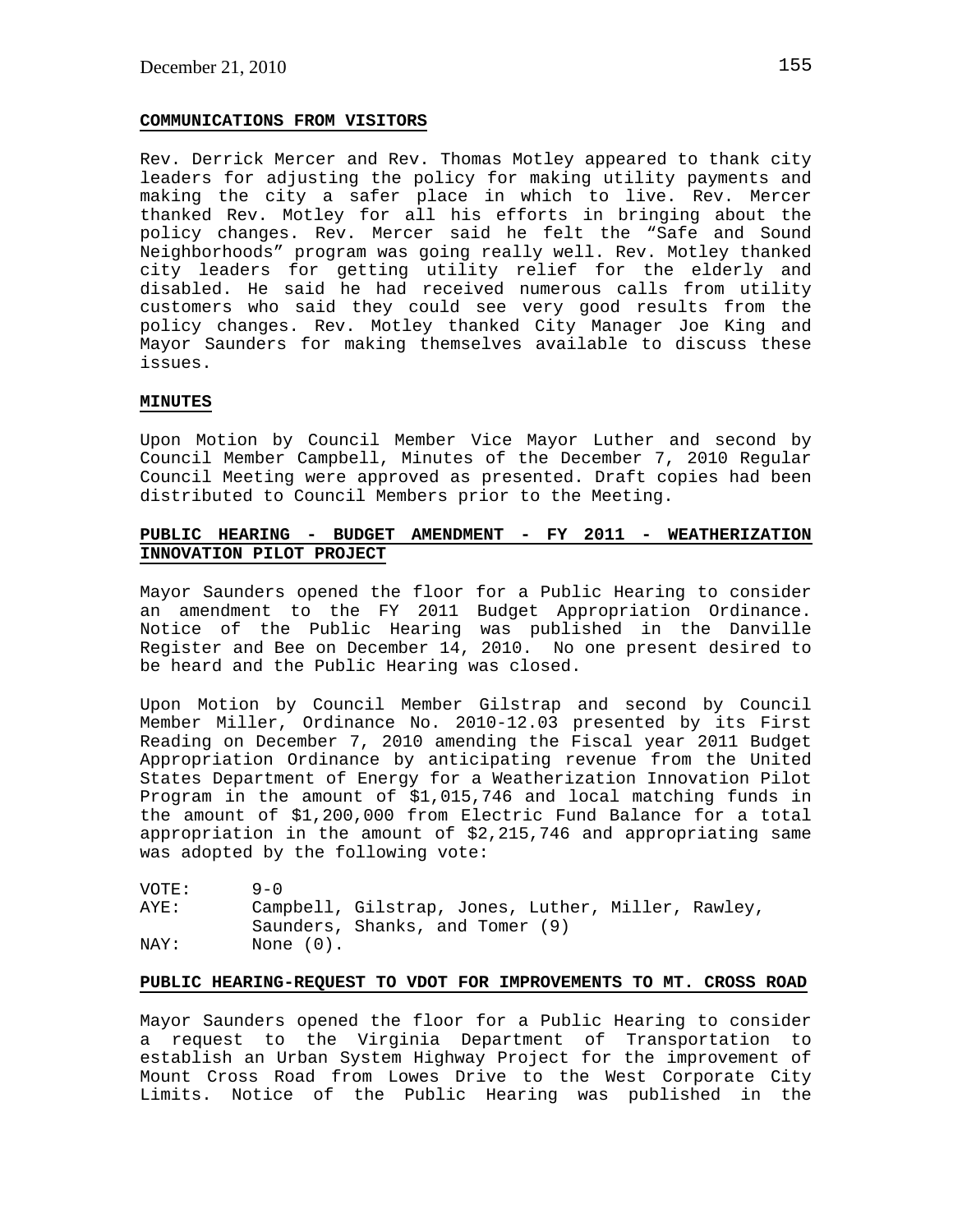**COMMUNICATIONS FROM VISITORS**

Rev. Derrick Mercer and Rev. Thomas Motley appeared to thank city leaders for adjusting the policy for making utility payments and making the city a safer place in which to live. Rev. Mercer thanked Rev. Motley for all his efforts in bringing about the policy changes. Rev. Mercer said he felt the "Safe and Sound Neighborhoods" program was going really well. Rev. Motley thanked city leaders for getting utility relief for the elderly and disabled. He said he had received numerous calls from utility customers who said they could see very good results from the policy changes. Rev. Motley thanked City Manager Joe King and Mayor Saunders for making themselves available to discuss these issues.

**MINUTES**

Upon Motion by Council Member Vice Mayor Luther and second by Council Member Campbell, Minutes of the December 7, 2010 Regular Council Meeting were approved as presented. Draft copies had been distributed to Council Members prior to the Meeting.

**PUBLIC HEARING - BUDGET AMENDMENT - FY 2011 - WEATHERIZATION INNOVATION PILOT PROJECT**

Mayor Saunders opened the floor for a Public Hearing to consider an amendment to the FY 2011 Budget Appropriation Ordinance. Notice of the Public Hearing was published in the Danville Register and Bee on December 14, 2010. No one present desired to be heard and the Public Hearing was closed.

Upon Motion by Council Member Gilstrap and second by Council Member Miller, Ordinance No. 2010-12.03 presented by its First Reading on December 7, 2010 amending the Fiscal year 2011 Budget Appropriation Ordinance by anticipating revenue from the United States Department of Energy for a Weatherization Innovation Pilot Program in the amount of $1,015,746 and local matching funds in the amount of $1,200,000 from Electric Fund Balance for a total appropriation in the amount of $2,215,746 and appropriating same was adopted by the following vote:

VOTE: 9-0
AYE: Campbell, Gilstrap, Jones, Luther, Miller, Rawley, Saunders, Shanks, and Tomer (9)
NAY: None (0).

**PUBLIC HEARING-REQUEST TO VDOT FOR IMPROVEMENTS TO MT. CROSS ROAD**

Mayor Saunders opened the floor for a Public Hearing to consider a request to the Virginia Department of Transportation to establish an Urban System Highway Project for the improvement of Mount Cross Road from Lowes Drive to the West Corporate City Limits. Notice of the Public Hearing was published in the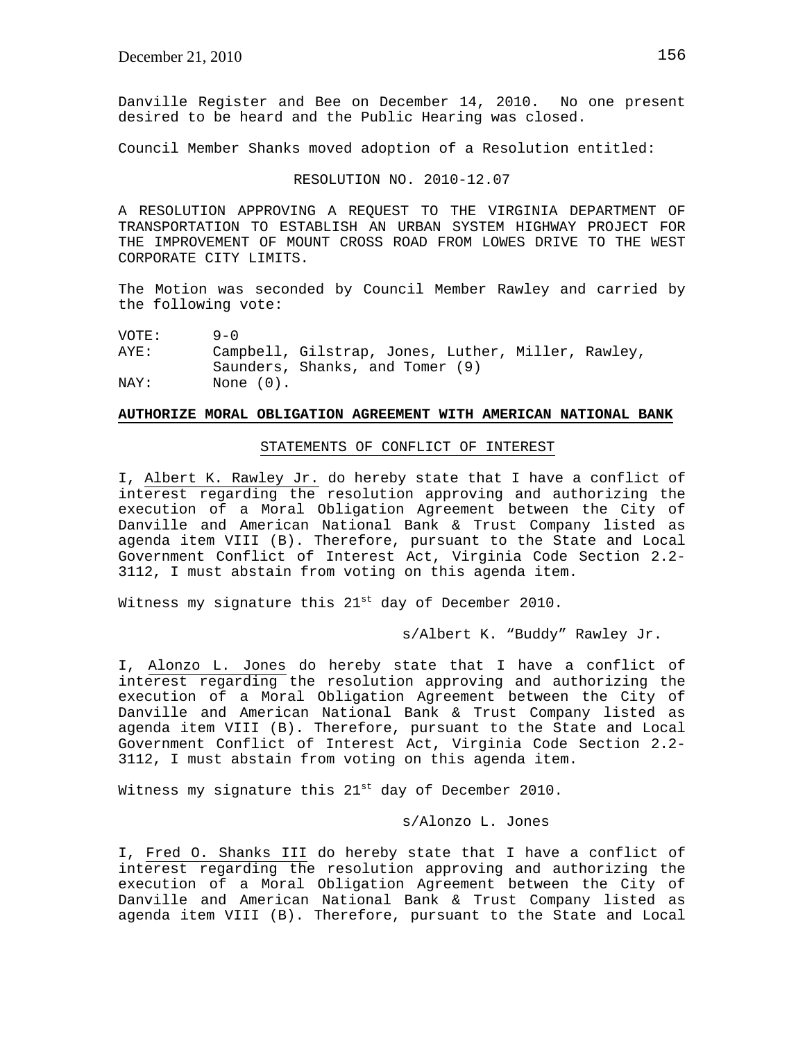Danville Register and Bee on December 14, 2010. No one present desired to be heard and the Public Hearing was closed.

Council Member Shanks moved adoption of a Resolution entitled:

RESOLUTION NO. 2010-12.07

A RESOLUTION APPROVING A REQUEST TO THE VIRGINIA DEPARTMENT OF TRANSPORTATION TO ESTABLISH AN URBAN SYSTEM HIGHWAY PROJECT FOR THE IMPROVEMENT OF MOUNT CROSS ROAD FROM LOWES DRIVE TO THE WEST CORPORATE CITY LIMITS.

The Motion was seconded by Council Member Rawley and carried by the following vote:

VOTE: 9-0
AYE: Campbell, Gilstrap, Jones, Luther, Miller, Rawley, Saunders, Shanks, and Tomer (9)
NAY: None (0).

**AUTHORIZE MORAL OBLIGATION AGREEMENT WITH AMERICAN NATIONAL BANK**

STATEMENTS OF CONFLICT OF INTEREST

I, Albert K. Rawley Jr. do hereby state that I have a conflict of interest regarding the resolution approving and authorizing the execution of a Moral Obligation Agreement between the City of Danville and American National Bank & Trust Company listed as agenda item VIII (B). Therefore, pursuant to the State and Local Government Conflict of Interest Act, Virginia Code Section 2.2-3112, I must abstain from voting on this agenda item.

Witness my signature this 21st day of December 2010.

s/Albert K. "Buddy" Rawley Jr.

I, Alonzo L. Jones do hereby state that I have a conflict of interest regarding the resolution approving and authorizing the execution of a Moral Obligation Agreement between the City of Danville and American National Bank & Trust Company listed as agenda item VIII (B). Therefore, pursuant to the State and Local Government Conflict of Interest Act, Virginia Code Section 2.2-3112, I must abstain from voting on this agenda item.

Witness my signature this 21st day of December 2010.

s/Alonzo L. Jones

I, Fred O. Shanks III do hereby state that I have a conflict of interest regarding the resolution approving and authorizing the execution of a Moral Obligation Agreement between the City of Danville and American National Bank & Trust Company listed as agenda item VIII (B). Therefore, pursuant to the State and Local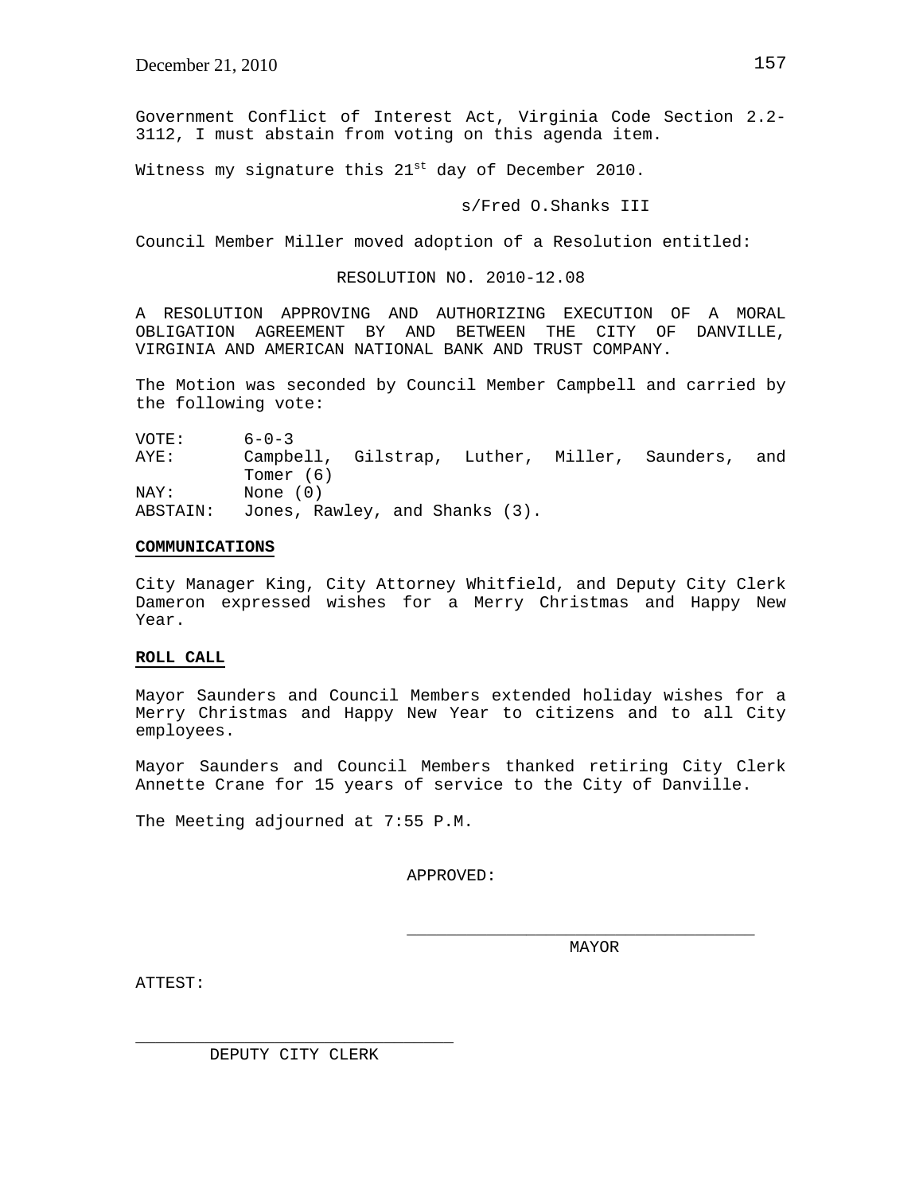Government Conflict of Interest Act, Virginia Code Section 2.2-3112, I must abstain from voting on this agenda item.

Witness my signature this 21st day of December 2010.

s/Fred O.Shanks III

Council Member Miller moved adoption of a Resolution entitled:

RESOLUTION NO. 2010-12.08

A RESOLUTION APPROVING AND AUTHORIZING EXECUTION OF A MORAL OBLIGATION AGREEMENT BY AND BETWEEN THE CITY OF DANVILLE, VIRGINIA AND AMERICAN NATIONAL BANK AND TRUST COMPANY.

The Motion was seconded by Council Member Campbell and carried by the following vote:

| | |
|---|---|
| VOTE: | 6-0-3 |
| AYE: | Campbell, Gilstrap, Luther, Miller, Saunders, and Tomer (6) |
| NAY: | None (0) |
| ABSTAIN: | Jones, Rawley, and Shanks (3). |

**COMMUNICATIONS**

City Manager King, City Attorney Whitfield, and Deputy City Clerk Dameron expressed wishes for a Merry Christmas and Happy New Year.

**ROLL CALL**

Mayor Saunders and Council Members extended holiday wishes for a Merry Christmas and Happy New Year to citizens and to all City employees.

Mayor Saunders and Council Members thanked retiring City Clerk Annette Crane for 15 years of service to the City of Danville.

The Meeting adjourned at 7:55 P.M.

APPROVED:

___________________________________
MAYOR

ATTEST:

________________________________
DEPUTY CITY CLERK